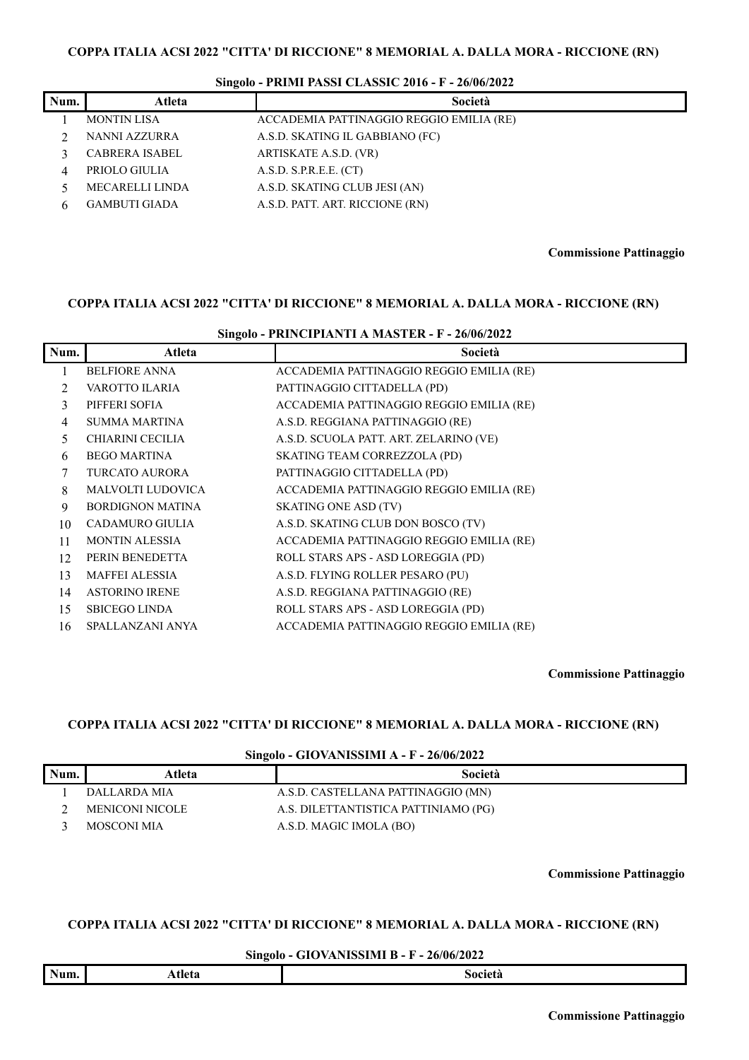**COPPA ITALIA ACSI 2022 "CITTA' DI RICCIONE" 8 MEMORIAL A. DALLA MORA - RICCIONE (RN)**

**Singolo - PRIMI PASSI CLASSIC 2016 - F - 26/06/2022**

| Num. | Atleta | Società |
|---|---|---|
| 1 | MONTIN LISA | ACCADEMIA PATTINAGGIO REGGIO EMILIA (RE) |
| 2 | NANNI AZZURRA | A.S.D. SKATING IL GABBIANO (FC) |
| 3 | CABRERA ISABEL | ARTISKATE A.S.D. (VR) |
| 4 | PRIOLO GIULIA | A.S.D. S.P.R.E.E. (CT) |
| 5 | MECARELLI LINDA | A.S.D. SKATING CLUB JESI (AN) |
| 6 | GAMBUTI GIADA | A.S.D. PATT. ART. RICCIONE (RN) |

**Commissione Pattinaggio**

**COPPA ITALIA ACSI 2022 "CITTA' DI RICCIONE" 8 MEMORIAL A. DALLA MORA - RICCIONE (RN)**

**Singolo - PRINCIPIANTI A MASTER - F - 26/06/2022**

| Num. | Atleta | Società |
|---|---|---|
| 1 | BELFIORE ANNA | ACCADEMIA PATTINAGGIO REGGIO EMILIA (RE) |
| 2 | VAROTTO ILARIA | PATTINAGGIO CITTADELLA (PD) |
| 3 | PIFFERI SOFIA | ACCADEMIA PATTINAGGIO REGGIO EMILIA (RE) |
| 4 | SUMMA MARTINA | A.S.D. REGGIANA PATTINAGGIO (RE) |
| 5 | CHIARINI CECILIA | A.S.D. SCUOLA PATT. ART. ZELARINO (VE) |
| 6 | BEGO MARTINA | SKATING TEAM CORREZZOLA (PD) |
| 7 | TURCATO AURORA | PATTINAGGIO CITTADELLA (PD) |
| 8 | MALVOLTI LUDOVICA | ACCADEMIA PATTINAGGIO REGGIO EMILIA (RE) |
| 9 | BORDIGNON MATINA | SKATING ONE ASD (TV) |
| 10 | CADAMURO GIULIA | A.S.D. SKATING CLUB DON BOSCO (TV) |
| 11 | MONTIN ALESSIA | ACCADEMIA PATTINAGGIO REGGIO EMILIA (RE) |
| 12 | PERIN BENEDETTA | ROLL STARS APS - ASD LOREGGIA (PD) |
| 13 | MAFFEI ALESSIA | A.S.D. FLYING ROLLER PESARO (PU) |
| 14 | ASTORINO IRENE | A.S.D. REGGIANA PATTINAGGIO (RE) |
| 15 | SBICEGO LINDA | ROLL STARS APS - ASD LOREGGIA (PD) |
| 16 | SPALLANZANI ANYA | ACCADEMIA PATTINAGGIO REGGIO EMILIA (RE) |

**Commissione Pattinaggio**

**COPPA ITALIA ACSI 2022 "CITTA' DI RICCIONE" 8 MEMORIAL A. DALLA MORA - RICCIONE (RN)**

**Singolo - GIOVANISSIMI A - F - 26/06/2022**

| Num. | Atleta | Società |
|---|---|---|
| 1 | DALLARDA MIA | A.S.D. CASTELLANA PATTINAGGIO (MN) |
| 2 | MENICONI NICOLE | A.S. DILETTANTISTICA PATTINIAMO (PG) |
| 3 | MOSCONI MIA | A.S.D. MAGIC IMOLA (BO) |

**Commissione Pattinaggio**

**COPPA ITALIA ACSI 2022 "CITTA' DI RICCIONE" 8 MEMORIAL A. DALLA MORA - RICCIONE (RN)**

**Singolo - GIOVANISSIMI B - F - 26/06/2022**

| Num. | Atleta | Società |
|---|---|---|

**Commissione Pattinaggio**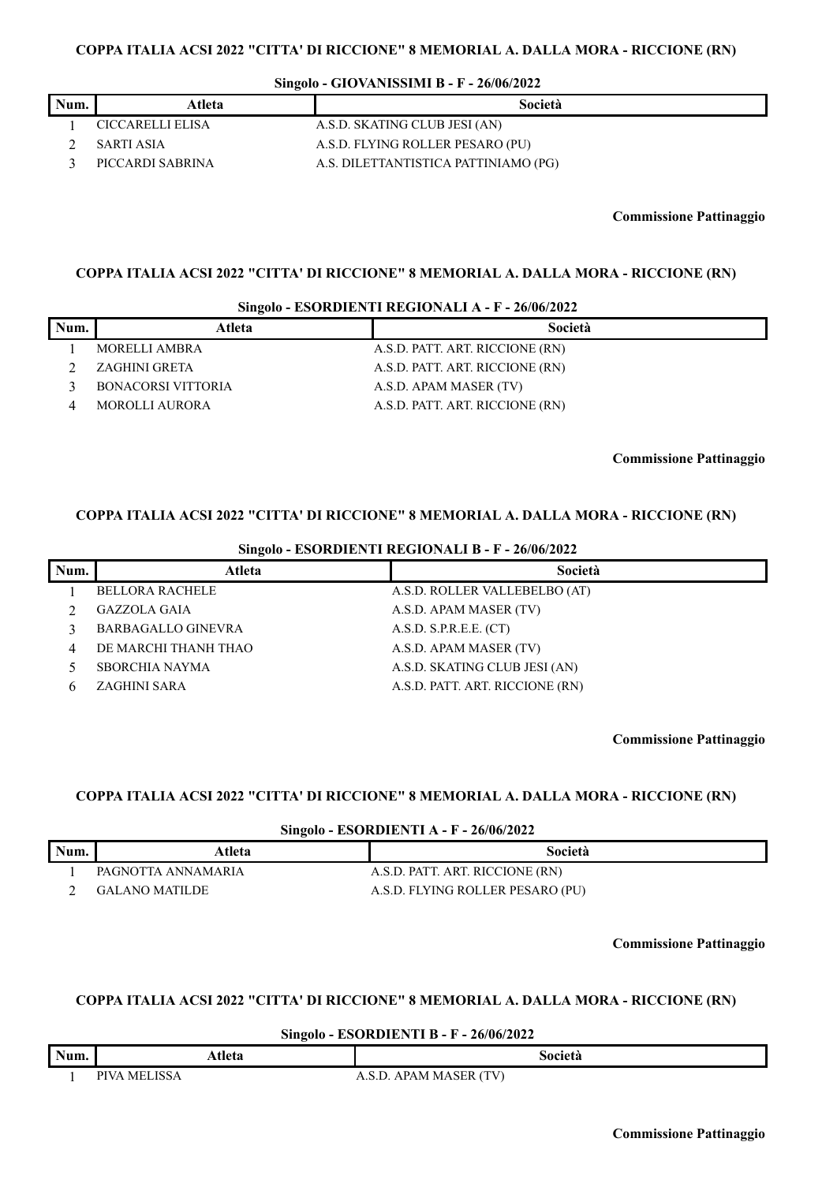## COPPA ITALIA ACSI 2022 "CITTA' DI RICCIONE" 8 MEMORIAL A. DALLA MORA - RICCIONE (RN)

### Singolo - GIOVANISSIMI B - F - 26/06/2022

| Num. | Atleta | Società |
|---|---|---|
| 1 | CICCARELLI ELISA | A.S.D. SKATING CLUB JESI (AN) |
| 2 | SARTI ASIA | A.S.D. FLYING ROLLER PESARO (PU) |
| 3 | PICCARDI SABRINA | A.S. DILETTANTISTICA PATTINIAMO (PG) |

**Commissione Pattinaggio**

## COPPA ITALIA ACSI 2022 "CITTA' DI RICCIONE" 8 MEMORIAL A. DALLA MORA - RICCIONE (RN)

### Singolo - ESORDIENTI REGIONALI A - F - 26/06/2022

| Num. | Atleta | Società |
|---|---|---|
| 1 | MORELLI AMBRA | A.S.D. PATT. ART. RICCIONE (RN) |
| 2 | ZAGHINI GRETA | A.S.D. PATT. ART. RICCIONE (RN) |
| 3 | BONACORSI VITTORIA | A.S.D. APAM MASER (TV) |
| 4 | MOROLLI AURORA | A.S.D. PATT. ART. RICCIONE (RN) |

**Commissione Pattinaggio**

## COPPA ITALIA ACSI 2022 "CITTA' DI RICCIONE" 8 MEMORIAL A. DALLA MORA - RICCIONE (RN)

### Singolo - ESORDIENTI REGIONALI B - F - 26/06/2022

| Num. | Atleta | Società |
|---|---|---|
| 1 | BELLORA RACHELE | A.S.D. ROLLER VALLEBELBO (AT) |
| 2 | GAZZOLA GAIA | A.S.D. APAM MASER (TV) |
| 3 | BARBAGALLO GINEVRA | A.S.D. S.P.R.E.E. (CT) |
| 4 | DE MARCHI THANH THAO | A.S.D. APAM MASER (TV) |
| 5 | SBORCHIA NAYMA | A.S.D. SKATING CLUB JESI (AN) |
| 6 | ZAGHINI SARA | A.S.D. PATT. ART. RICCIONE (RN) |

**Commissione Pattinaggio**

## COPPA ITALIA ACSI 2022 "CITTA' DI RICCIONE" 8 MEMORIAL A. DALLA MORA - RICCIONE (RN)

### Singolo - ESORDIENTI A - F - 26/06/2022

| Num. | Atleta | Società |
|---|---|---|
| 1 | PAGNOTTA ANNAMARIA | A.S.D. PATT. ART. RICCIONE (RN) |
| 2 | GALANO MATILDE | A.S.D. FLYING ROLLER PESARO (PU) |

**Commissione Pattinaggio**

## COPPA ITALIA ACSI 2022 "CITTA' DI RICCIONE" 8 MEMORIAL A. DALLA MORA - RICCIONE (RN)

### Singolo - ESORDIENTI B - F - 26/06/2022

| Num. | Atleta | Società |
|---|---|---|
| 1 | PIVA MELISSA | A.S.D. APAM MASER (TV) |

**Commissione Pattinaggio**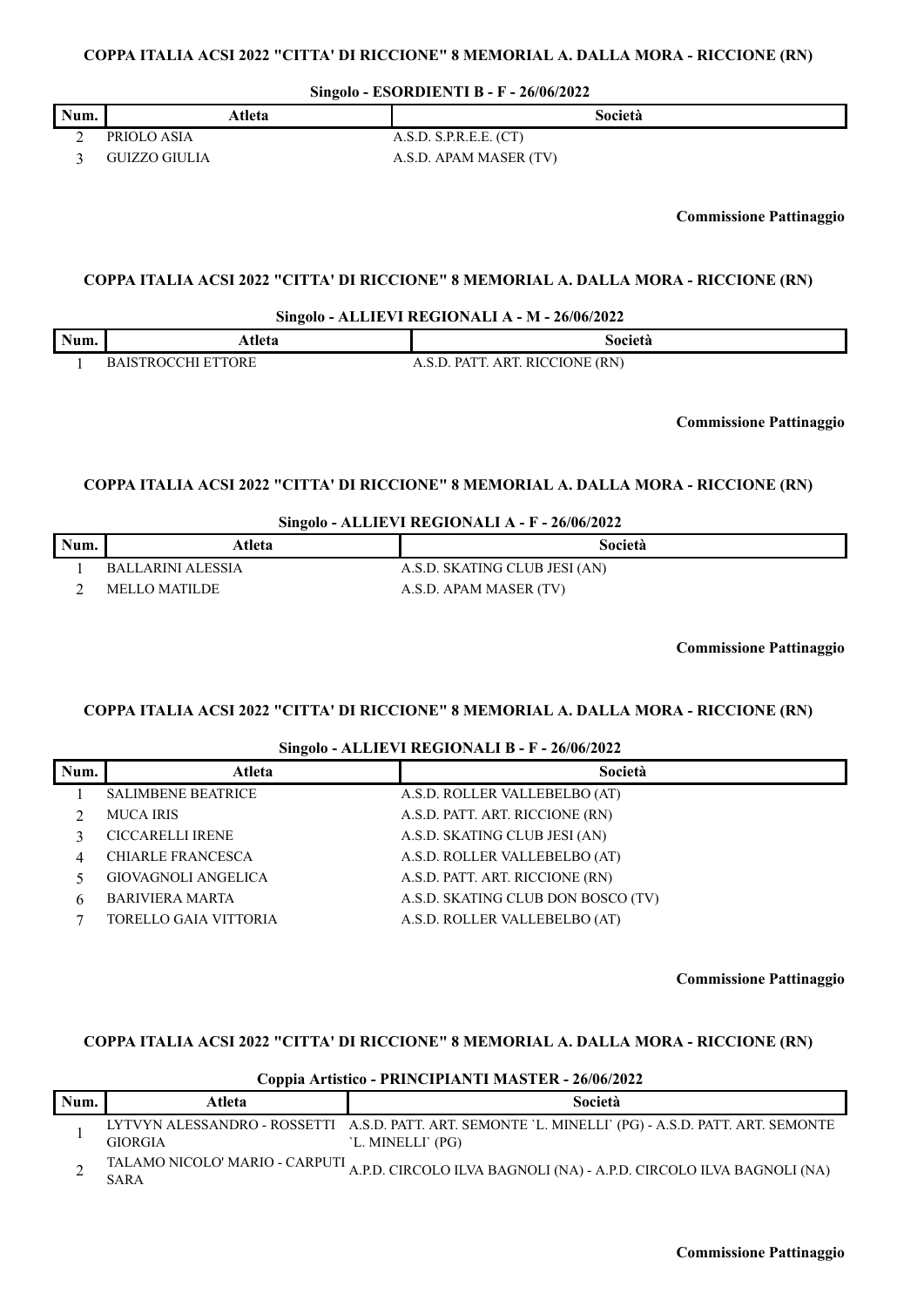### COPPA ITALIA ACSI 2022 "CITTA' DI RICCIONE" 8 MEMORIAL A. DALLA MORA - RICCIONE (RN)

#### Singolo - ESORDIENTI B - F - 26/06/2022

| Num. | Atleta | Società |
|---|---|---|
| 2 | PRIOLO ASIA | A.S.D. S.P.R.E.E. (CT) |
| 3 | GUIZZO GIULIA | A.S.D. APAM MASER (TV) |

**Commissione Pattinaggio**

### COPPA ITALIA ACSI 2022 "CITTA' DI RICCIONE" 8 MEMORIAL A. DALLA MORA - RICCIONE (RN)

#### Singolo - ALLIEVI REGIONALI A - M - 26/06/2022

| Num. | Atleta | Società |
|---|---|---|
| 1 | BAISTROCCHI ETTORE | A.S.D. PATT. ART. RICCIONE (RN) |

**Commissione Pattinaggio**

### COPPA ITALIA ACSI 2022 "CITTA' DI RICCIONE" 8 MEMORIAL A. DALLA MORA - RICCIONE (RN)

#### Singolo - ALLIEVI REGIONALI A - F - 26/06/2022

| Num. | Atleta | Società |
|---|---|---|
| 1 | BALLARINI ALESSIA | A.S.D. SKATING CLUB JESI (AN) |
| 2 | MELLO MATILDE | A.S.D. APAM MASER (TV) |

**Commissione Pattinaggio**

### COPPA ITALIA ACSI 2022 "CITTA' DI RICCIONE" 8 MEMORIAL A. DALLA MORA - RICCIONE (RN)

#### Singolo - ALLIEVI REGIONALI B - F - 26/06/2022

| Num. | Atleta | Società |
|---|---|---|
| 1 | SALIMBENE BEATRICE | A.S.D. ROLLER VALLEBELBO (AT) |
| 2 | MUCA IRIS | A.S.D. PATT. ART. RICCIONE (RN) |
| 3 | CICCARELLI IRENE | A.S.D. SKATING CLUB JESI (AN) |
| 4 | CHIARLE FRANCESCA | A.S.D. ROLLER VALLEBELBO (AT) |
| 5 | GIOVAGNOLI ANGELICA | A.S.D. PATT. ART. RICCIONE (RN) |
| 6 | BARIVIERA MARTA | A.S.D. SKATING CLUB DON BOSCO (TV) |
| 7 | TORELLO GAIA VITTORIA | A.S.D. ROLLER VALLEBELBO (AT) |

**Commissione Pattinaggio**

### COPPA ITALIA ACSI 2022 "CITTA' DI RICCIONE" 8 MEMORIAL A. DALLA MORA - RICCIONE (RN)

#### Coppia Artistico - PRINCIPIANTI MASTER - 26/06/2022

| Num. | Atleta | Società |
|---|---|---|
| 1 | LYTVYN ALESSANDRO - ROSSETTI GIORGIA | A.S.D. PATT. ART. SEMONTE `L. MINELLI` (PG) - A.S.D. PATT. ART. SEMONTE `L. MINELLI` (PG) |
| 2 | TALAMO NICOLO' MARIO - CARPUTI SARA | A.P.D. CIRCOLO ILVA BAGNOLI (NA) - A.P.D. CIRCOLO ILVA BAGNOLI (NA) |

**Commissione Pattinaggio**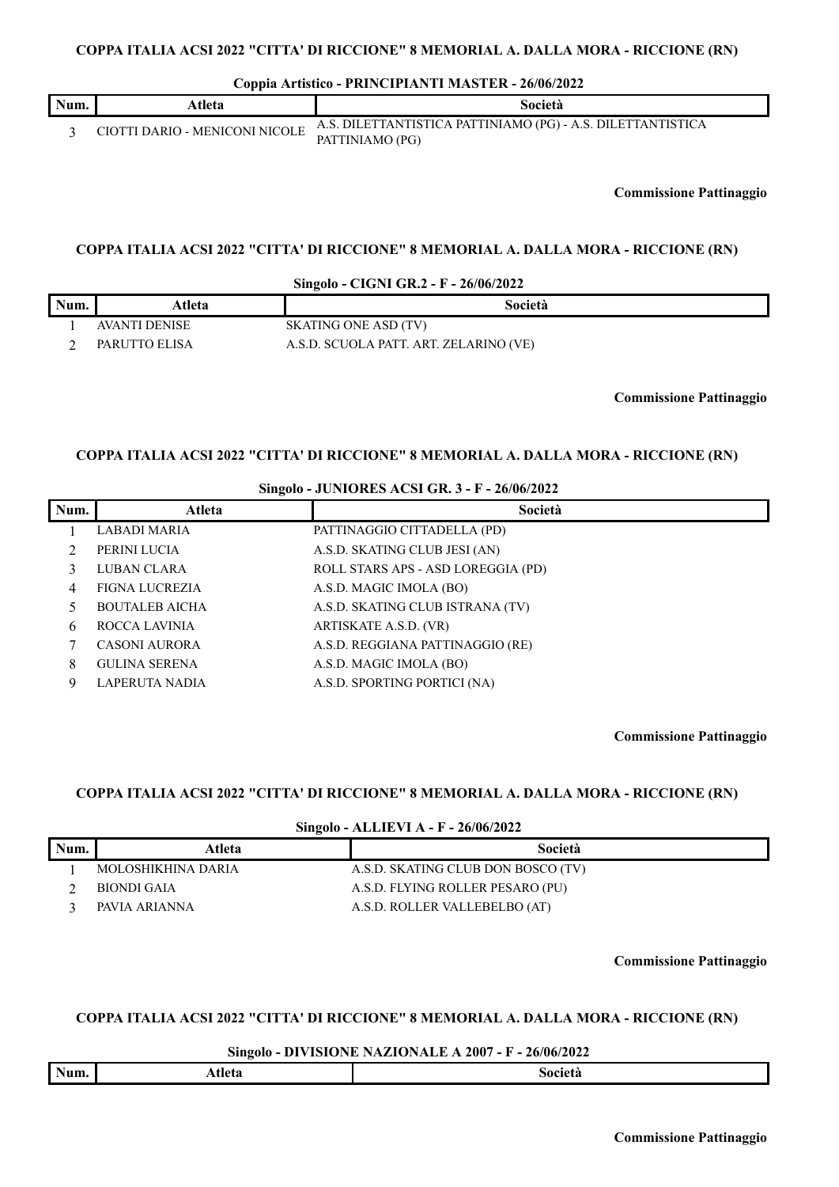**COPPA ITALIA ACSI 2022 "CITTA' DI RICCIONE" 8 MEMORIAL A. DALLA MORA - RICCIONE (RN)**

**Coppia Artistico - PRINCIPIANTI MASTER - 26/06/2022**

| Num. | Atleta | Società |
| --- | --- | --- |
| 3 | CIOTTI DARIO - MENICONI NICOLE | A.S. DILETTANTISTICA PATTINIAMO (PG) - A.S. DILETTANTISTICA PATTINIAMO (PG) |

**Commissione Pattinaggio**

**COPPA ITALIA ACSI 2022 "CITTA' DI RICCIONE" 8 MEMORIAL A. DALLA MORA - RICCIONE (RN)**

**Singolo - CIGNI GR.2 - F - 26/06/2022**

| Num. | Atleta | Società |
| --- | --- | --- |
| 1 | AVANTI DENISE | SKATING ONE ASD (TV) |
| 2 | PARUTTO ELISA | A.S.D. SCUOLA PATT. ART. ZELARINO (VE) |

**Commissione Pattinaggio**

**COPPA ITALIA ACSI 2022 "CITTA' DI RICCIONE" 8 MEMORIAL A. DALLA MORA - RICCIONE (RN)**

**Singolo - JUNIORES ACSI GR. 3 - F - 26/06/2022**

| Num. | Atleta | Società |
| --- | --- | --- |
| 1 | LABADI MARIA | PATTINAGGIO CITTADELLA (PD) |
| 2 | PERINI LUCIA | A.S.D. SKATING CLUB JESI (AN) |
| 3 | LUBAN CLARA | ROLL STARS APS - ASD LOREGGIA (PD) |
| 4 | FIGNA LUCREZIA | A.S.D. MAGIC IMOLA (BO) |
| 5 | BOUTALEB AICHA | A.S.D. SKATING CLUB ISTRANA (TV) |
| 6 | ROCCA LAVINIA | ARTISKATE A.S.D. (VR) |
| 7 | CASONI AURORA | A.S.D. REGGIANA PATTINAGGIO (RE) |
| 8 | GULINA SERENA | A.S.D. MAGIC IMOLA (BO) |
| 9 | LAPERUTA NADIA | A.S.D. SPORTING PORTICI (NA) |

**Commissione Pattinaggio**

**COPPA ITALIA ACSI 2022 "CITTA' DI RICCIONE" 8 MEMORIAL A. DALLA MORA - RICCIONE (RN)**

**Singolo - ALLIEVI A - F - 26/06/2022**

| Num. | Atleta | Società |
| --- | --- | --- |
| 1 | MOLOSHIKHINA DARIA | A.S.D. SKATING CLUB DON BOSCO (TV) |
| 2 | BIONDI GAIA | A.S.D. FLYING ROLLER PESARO (PU) |
| 3 | PAVIA ARIANNA | A.S.D. ROLLER VALLEBELBO (AT) |

**Commissione Pattinaggio**

**COPPA ITALIA ACSI 2022 "CITTA' DI RICCIONE" 8 MEMORIAL A. DALLA MORA - RICCIONE (RN)**

**Singolo - DIVISIONE NAZIONALE A 2007 - F - 26/06/2022**

| Num. | Atleta | Società |
| --- | --- | --- |

**Commissione Pattinaggio**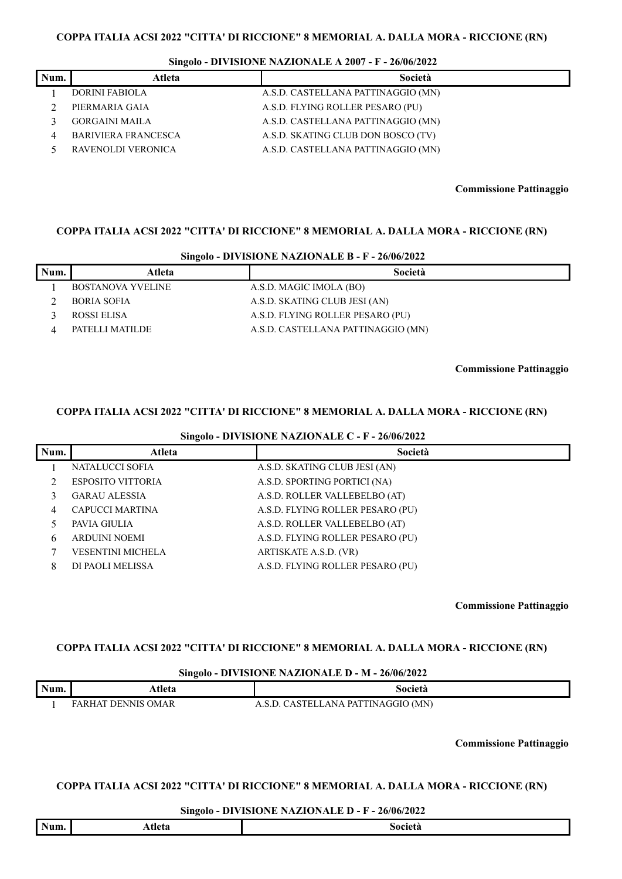**COPPA ITALIA ACSI 2022 "CITTA' DI RICCIONE" 8 MEMORIAL A. DALLA MORA - RICCIONE (RN)**

**Singolo - DIVISIONE NAZIONALE A 2007 - F - 26/06/2022**

| Num. | Atleta | Società |
|---|---|---|
| 1 | DORINI FABIOLA | A.S.D. CASTELLANA PATTINAGGIO (MN) |
| 2 | PIERMARIA GAIA | A.S.D. FLYING ROLLER PESARO (PU) |
| 3 | GORGAINI MAILA | A.S.D. CASTELLANA PATTINAGGIO (MN) |
| 4 | BARIVIERA FRANCESCA | A.S.D. SKATING CLUB DON BOSCO (TV) |
| 5 | RAVENOLDI VERONICA | A.S.D. CASTELLANA PATTINAGGIO (MN) |

**Commissione Pattinaggio**

**COPPA ITALIA ACSI 2022 "CITTA' DI RICCIONE" 8 MEMORIAL A. DALLA MORA - RICCIONE (RN)**

**Singolo - DIVISIONE NAZIONALE B - F - 26/06/2022**

| Num. | Atleta | Società |
|---|---|---|
| 1 | BOSTANOVA YVELINE | A.S.D. MAGIC IMOLA (BO) |
| 2 | BORIA SOFIA | A.S.D. SKATING CLUB JESI (AN) |
| 3 | ROSSI ELISA | A.S.D. FLYING ROLLER PESARO (PU) |
| 4 | PATELLI MATILDE | A.S.D. CASTELLANA PATTINAGGIO (MN) |

**Commissione Pattinaggio**

**COPPA ITALIA ACSI 2022 "CITTA' DI RICCIONE" 8 MEMORIAL A. DALLA MORA - RICCIONE (RN)**

**Singolo - DIVISIONE NAZIONALE C - F - 26/06/2022**

| Num. | Atleta | Società |
|---|---|---|
| 1 | NATALUCCI SOFIA | A.S.D. SKATING CLUB JESI (AN) |
| 2 | ESPOSITO VITTORIA | A.S.D. SPORTING PORTICI (NA) |
| 3 | GARAU ALESSIA | A.S.D. ROLLER VALLEBELBO (AT) |
| 4 | CAPUCCI MARTINA | A.S.D. FLYING ROLLER PESARO (PU) |
| 5 | PAVIA GIULIA | A.S.D. ROLLER VALLEBELBO (AT) |
| 6 | ARDUINI NOEMI | A.S.D. FLYING ROLLER PESARO (PU) |
| 7 | VESENTINI MICHELA | ARTISKATE A.S.D. (VR) |
| 8 | DI PAOLI MELISSA | A.S.D. FLYING ROLLER PESARO (PU) |

**Commissione Pattinaggio**

**COPPA ITALIA ACSI 2022 "CITTA' DI RICCIONE" 8 MEMORIAL A. DALLA MORA - RICCIONE (RN)**

**Singolo - DIVISIONE NAZIONALE D - M - 26/06/2022**

| Num. | Atleta | Società |
|---|---|---|
| 1 | FARHAT DENNIS OMAR | A.S.D. CASTELLANA PATTINAGGIO (MN) |

**Commissione Pattinaggio**

**COPPA ITALIA ACSI 2022 "CITTA' DI RICCIONE" 8 MEMORIAL A. DALLA MORA - RICCIONE (RN)**

**Singolo - DIVISIONE NAZIONALE D - F - 26/06/2022**

| Num. | Atleta | Società |
|---|---|---|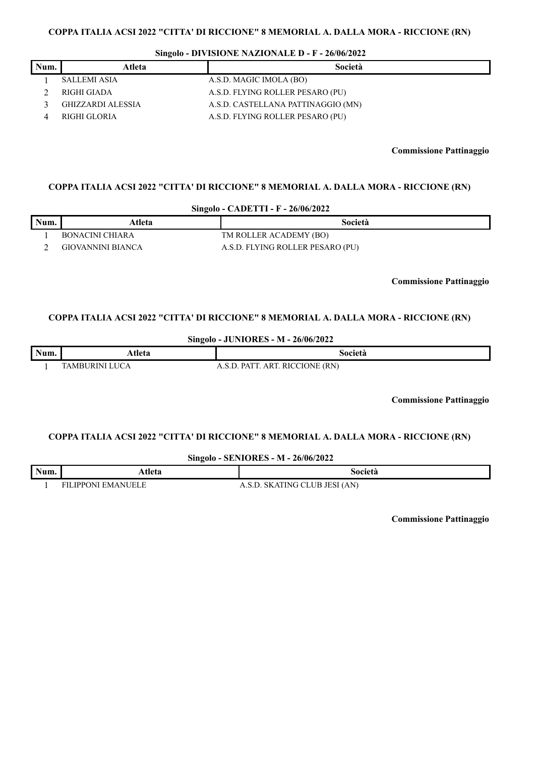**COPPA ITALIA ACSI 2022 "CITTA' DI RICCIONE" 8 MEMORIAL A. DALLA MORA - RICCIONE (RN)**

**Singolo - DIVISIONE NAZIONALE D - F - 26/06/2022**

| Num. | Atleta | Società |
|---|---|---|
| 1 | SALLEMI ASIA | A.S.D. MAGIC IMOLA (BO) |
| 2 | RIGHI GIADA | A.S.D. FLYING ROLLER PESARO (PU) |
| 3 | GHIZZARDI ALESSIA | A.S.D. CASTELLANA PATTINAGGIO (MN) |
| 4 | RIGHI GLORIA | A.S.D. FLYING ROLLER PESARO (PU) |

**Commissione Pattinaggio**

**COPPA ITALIA ACSI 2022 "CITTA' DI RICCIONE" 8 MEMORIAL A. DALLA MORA - RICCIONE (RN)**

**Singolo - CADETTI - F - 26/06/2022**

| Num. | Atleta | Società |
|---|---|---|
| 1 | BONACINI CHIARA | TM ROLLER ACADEMY (BO) |
| 2 | GIOVANNINI BIANCA | A.S.D. FLYING ROLLER PESARO (PU) |

**Commissione Pattinaggio**

**COPPA ITALIA ACSI 2022 "CITTA' DI RICCIONE" 8 MEMORIAL A. DALLA MORA - RICCIONE (RN)**

**Singolo - JUNIORES - M - 26/06/2022**

| Num. | Atleta | Società |
|---|---|---|
| 1 | TAMBURINI LUCA | A.S.D. PATT. ART. RICCIONE (RN) |

**Commissione Pattinaggio**

**COPPA ITALIA ACSI 2022 "CITTA' DI RICCIONE" 8 MEMORIAL A. DALLA MORA - RICCIONE (RN)**

**Singolo - SENIORES - M - 26/06/2022**

| Num. | Atleta | Società |
|---|---|---|
| 1 | FILIPPONI EMANUELE | A.S.D. SKATING CLUB JESI (AN) |

**Commissione Pattinaggio**